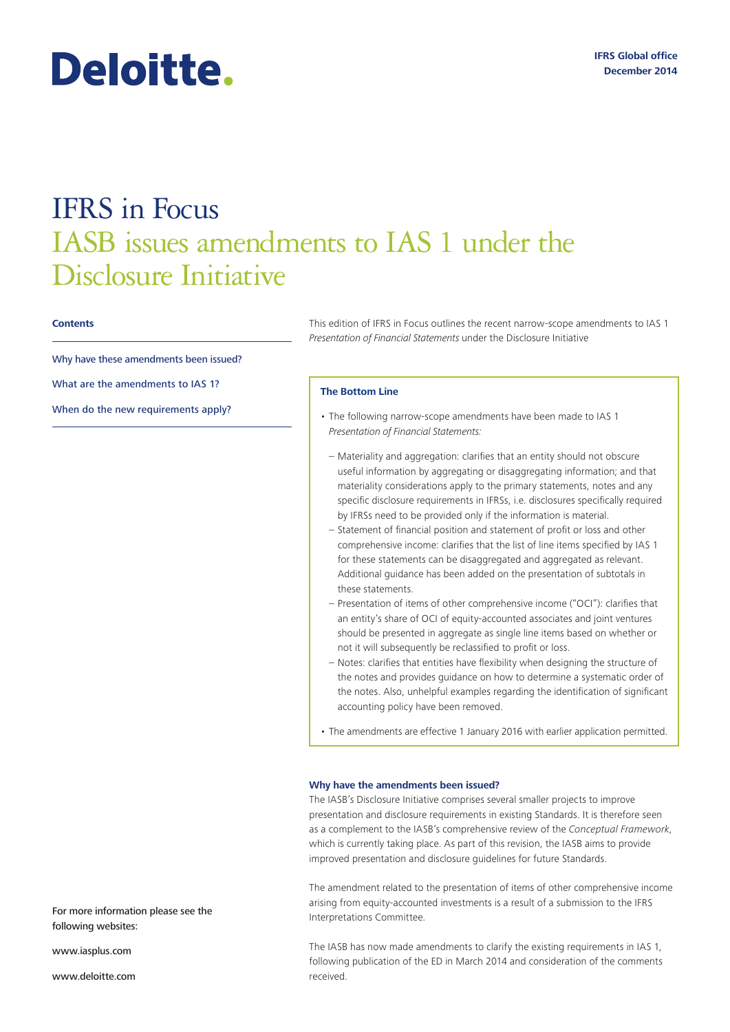Deloitte.

IFRS Global office
December 2014

# IFRS in Focus

## IASB issues amendments to IAS 1 under the Disclosure Initiative

**Contents**

Why have these amendments been issued?

What are the amendments to IAS 1?

When do the new requirements apply?

This edition of IFRS in Focus outlines the recent narrow-scope amendments to IAS 1 *Presentation of Financial Statements* under the Disclosure Initiative

### The Bottom Line

- The following narrow-scope amendments have been made to IAS 1 *Presentation of Financial Statements:*
  - Materiality and aggregation: clarifies that an entity should not obscure useful information by aggregating or disaggregating information; and that materiality considerations apply to the primary statements, notes and any specific disclosure requirements in IFRSs, i.e. disclosures specifically required by IFRSs need to be provided only if the information is material.
  - Statement of financial position and statement of profit or loss and other comprehensive income: clarifies that the list of line items specified by IAS 1 for these statements can be disaggregated and aggregated as relevant. Additional guidance has been added on the presentation of subtotals in these statements.
  - Presentation of items of other comprehensive income ("OCI"): clarifies that an entity's share of OCI of equity-accounted associates and joint ventures should be presented in aggregate as single line items based on whether or not it will subsequently be reclassified to profit or loss.
  - Notes: clarifies that entities have flexibility when designing the structure of the notes and provides guidance on how to determine a systematic order of the notes. Also, unhelpful examples regarding the identification of significant accounting policy have been removed.
- The amendments are effective 1 January 2016 with earlier application permitted.

### Why have the amendments been issued?

The IASB's Disclosure Initiative comprises several smaller projects to improve presentation and disclosure requirements in existing Standards. It is therefore seen as a complement to the IASB's comprehensive review of the *Conceptual Framework*, which is currently taking place. As part of this revision, the IASB aims to provide improved presentation and disclosure guidelines for future Standards.

The amendment related to the presentation of items of other comprehensive income arising from equity-accounted investments is a result of a submission to the IFRS Interpretations Committee.

The IASB has now made amendments to clarify the existing requirements in IAS 1, following publication of the ED in March 2014 and consideration of the comments received.

For more information please see the following websites:

www.iasplus.com

www.deloitte.com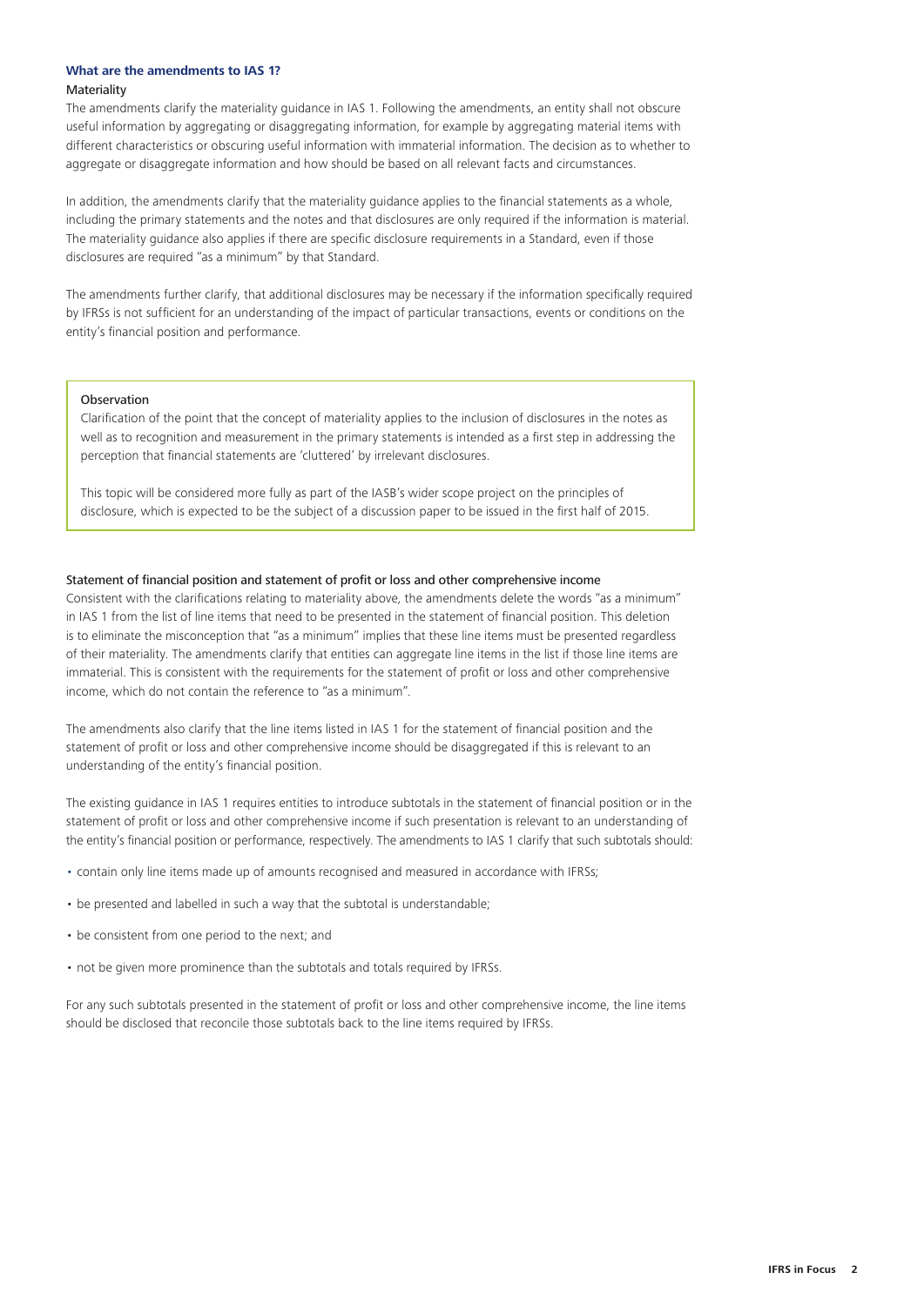### What are the amendments to IAS 1?

#### Materiality

The amendments clarify the materiality guidance in IAS 1. Following the amendments, an entity shall not obscure useful information by aggregating or disaggregating information, for example by aggregating material items with different characteristics or obscuring useful information with immaterial information. The decision as to whether to aggregate or disaggregate information and how should be based on all relevant facts and circumstances.

In addition, the amendments clarify that the materiality guidance applies to the financial statements as a whole, including the primary statements and the notes and that disclosures are only required if the information is material. The materiality guidance also applies if there are specific disclosure requirements in a Standard, even if those disclosures are required "as a minimum" by that Standard.

The amendments further clarify, that additional disclosures may be necessary if the information specifically required by IFRSs is not sufficient for an understanding of the impact of particular transactions, events or conditions on the entity's financial position and performance.

> **Observation**
>
> Clarification of the point that the concept of materiality applies to the inclusion of disclosures in the notes as well as to recognition and measurement in the primary statements is intended as a first step in addressing the perception that financial statements are 'cluttered' by irrelevant disclosures.
>
> This topic will be considered more fully as part of the IASB's wider scope project on the principles of disclosure, which is expected to be the subject of a discussion paper to be issued in the first half of 2015.

#### Statement of financial position and statement of profit or loss and other comprehensive income

Consistent with the clarifications relating to materiality above, the amendments delete the words "as a minimum" in IAS 1 from the list of line items that need to be presented in the statement of financial position. This deletion is to eliminate the misconception that "as a minimum" implies that these line items must be presented regardless of their materiality. The amendments clarify that entities can aggregate line items in the list if those line items are immaterial. This is consistent with the requirements for the statement of profit or loss and other comprehensive income, which do not contain the reference to "as a minimum".

The amendments also clarify that the line items listed in IAS 1 for the statement of financial position and the statement of profit or loss and other comprehensive income should be disaggregated if this is relevant to an understanding of the entity's financial position.

The existing guidance in IAS 1 requires entities to introduce subtotals in the statement of financial position or in the statement of profit or loss and other comprehensive income if such presentation is relevant to an understanding of the entity's financial position or performance, respectively. The amendments to IAS 1 clarify that such subtotals should:

- contain only line items made up of amounts recognised and measured in accordance with IFRSs;
- be presented and labelled in such a way that the subtotal is understandable;
- be consistent from one period to the next; and
- not be given more prominence than the subtotals and totals required by IFRSs.

For any such subtotals presented in the statement of profit or loss and other comprehensive income, the line items should be disclosed that reconcile those subtotals back to the line items required by IFRSs.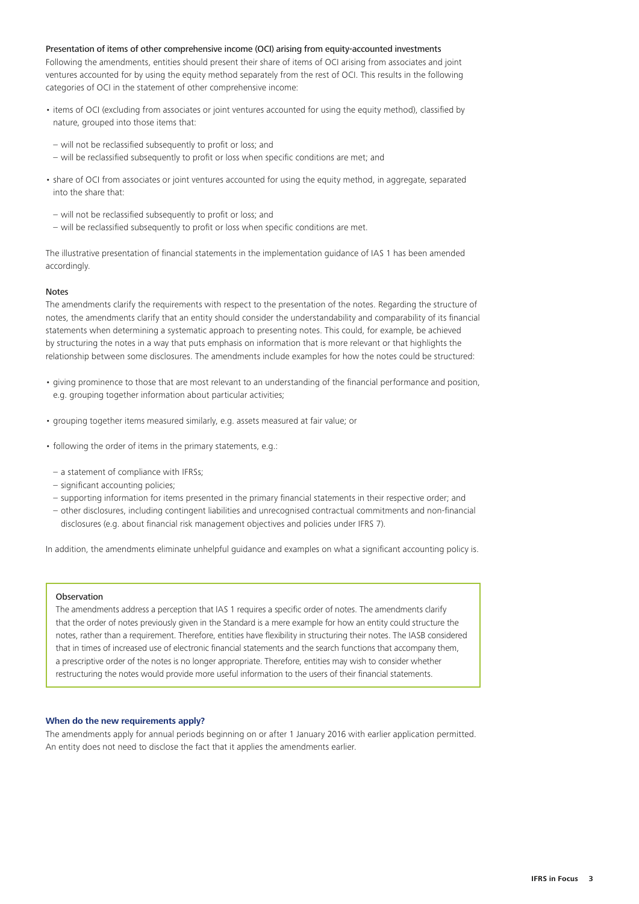### Presentation of items of other comprehensive income (OCI) arising from equity-accounted investments

Following the amendments, entities should present their share of items of OCI arising from associates and joint ventures accounted for by using the equity method separately from the rest of OCI. This results in the following categories of OCI in the statement of other comprehensive income:

- items of OCI (excluding from associates or joint ventures accounted for using the equity method), classified by nature, grouped into those items that:
  - will not be reclassified subsequently to profit or loss; and
  - will be reclassified subsequently to profit or loss when specific conditions are met; and
- share of OCI from associates or joint ventures accounted for using the equity method, in aggregate, separated into the share that:
  - will not be reclassified subsequently to profit or loss; and
  - will be reclassified subsequently to profit or loss when specific conditions are met.

The illustrative presentation of financial statements in the implementation guidance of IAS 1 has been amended accordingly.

### Notes

The amendments clarify the requirements with respect to the presentation of the notes. Regarding the structure of notes, the amendments clarify that an entity should consider the understandability and comparability of its financial statements when determining a systematic approach to presenting notes. This could, for example, be achieved by structuring the notes in a way that puts emphasis on information that is more relevant or that highlights the relationship between some disclosures. The amendments include examples for how the notes could be structured:

- giving prominence to those that are most relevant to an understanding of the financial performance and position, e.g. grouping together information about particular activities;
- grouping together items measured similarly, e.g. assets measured at fair value; or
- following the order of items in the primary statements, e.g.:
  - a statement of compliance with IFRSs;
  - significant accounting policies;
  - supporting information for items presented in the primary financial statements in their respective order; and
  - other disclosures, including contingent liabilities and unrecognised contractual commitments and non-financial disclosures (e.g. about financial risk management objectives and policies under IFRS 7).

In addition, the amendments eliminate unhelpful guidance and examples on what a significant accounting policy is.

> **Observation**
>
> The amendments address a perception that IAS 1 requires a specific order of notes. The amendments clarify that the order of notes previously given in the Standard is a mere example for how an entity could structure the notes, rather than a requirement. Therefore, entities have flexibility in structuring their notes. The IASB considered that in times of increased use of electronic financial statements and the search functions that accompany them, a prescriptive order of the notes is no longer appropriate. Therefore, entities may wish to consider whether restructuring the notes would provide more useful information to the users of their financial statements.

## When do the new requirements apply?

The amendments apply for annual periods beginning on or after 1 January 2016 with earlier application permitted. An entity does not need to disclose the fact that it applies the amendments earlier.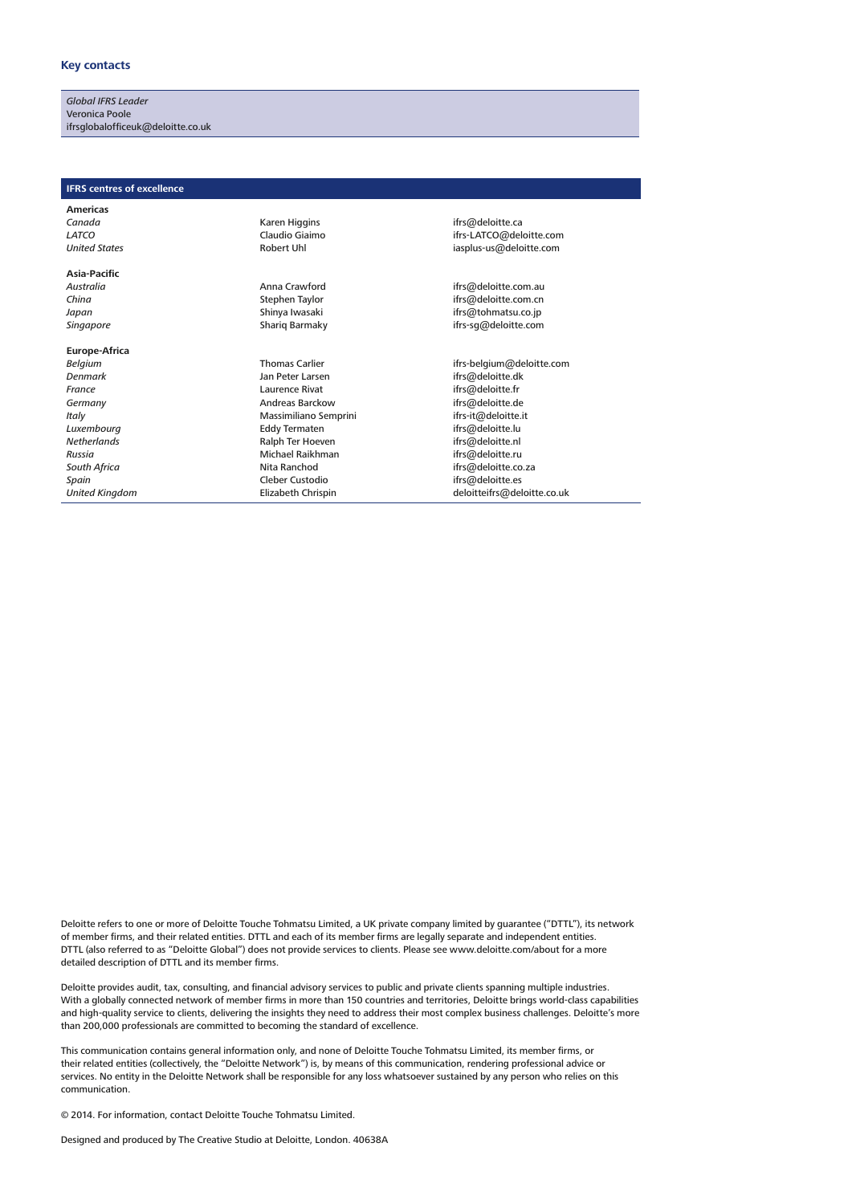## Key contacts

| |
|---|
| *Global IFRS Leader*<br>Veronica Poole<br>ifrsglobalofficeuk@deloitte.co.uk |

| IFRS centres of excellence | | |
|---|---|---|
| **Americas** | | |
| *Canada* | Karen Higgins | ifrs@deloitte.ca |
| *LATCO* | Claudio Giaimo | ifrs-LATCO@deloitte.com |
| *United States* | Robert Uhl | iasplus-us@deloitte.com |
| **Asia-Pacific** | | |
| *Australia* | Anna Crawford | ifrs@deloitte.com.au |
| *China* | Stephen Taylor | ifrs@deloitte.com.cn |
| *Japan* | Shinya Iwasaki | ifrs@tohmatsu.co.jp |
| *Singapore* | Shariq Barmaky | ifrs-sg@deloitte.com |
| **Europe-Africa** | | |
| *Belgium* | Thomas Carlier | ifrs-belgium@deloitte.com |
| *Denmark* | Jan Peter Larsen | ifrs@deloitte.dk |
| *France* | Laurence Rivat | ifrs@deloitte.fr |
| *Germany* | Andreas Barckow | ifrs@deloitte.de |
| *Italy* | Massimiliano Semprini | ifrs-it@deloitte.it |
| *Luxembourg* | Eddy Termaten | ifrs@deloitte.lu |
| *Netherlands* | Ralph Ter Hoeven | ifrs@deloitte.nl |
| *Russia* | Michael Raikhman | ifrs@deloitte.ru |
| *South Africa* | Nita Ranchod | ifrs@deloitte.co.za |
| *Spain* | Cleber Custodio | ifrs@deloitte.es |
| *United Kingdom* | Elizabeth Chrispin | deloitteifrs@deloitte.co.uk |

Deloitte refers to one or more of Deloitte Touche Tohmatsu Limited, a UK private company limited by guarantee ("DTTL"), its network of member firms, and their related entities. DTTL and each of its member firms are legally separate and independent entities. DTTL (also referred to as "Deloitte Global") does not provide services to clients. Please see www.deloitte.com/about for a more detailed description of DTTL and its member firms.

Deloitte provides audit, tax, consulting, and financial advisory services to public and private clients spanning multiple industries. With a globally connected network of member firms in more than 150 countries and territories, Deloitte brings world-class capabilities and high-quality service to clients, delivering the insights they need to address their most complex business challenges. Deloitte's more than 200,000 professionals are committed to becoming the standard of excellence.

This communication contains general information only, and none of Deloitte Touche Tohmatsu Limited, its member firms, or their related entities (collectively, the "Deloitte Network") is, by means of this communication, rendering professional advice or services. No entity in the Deloitte Network shall be responsible for any loss whatsoever sustained by any person who relies on this communication.

© 2014. For information, contact Deloitte Touche Tohmatsu Limited.

Designed and produced by The Creative Studio at Deloitte, London. 40638A